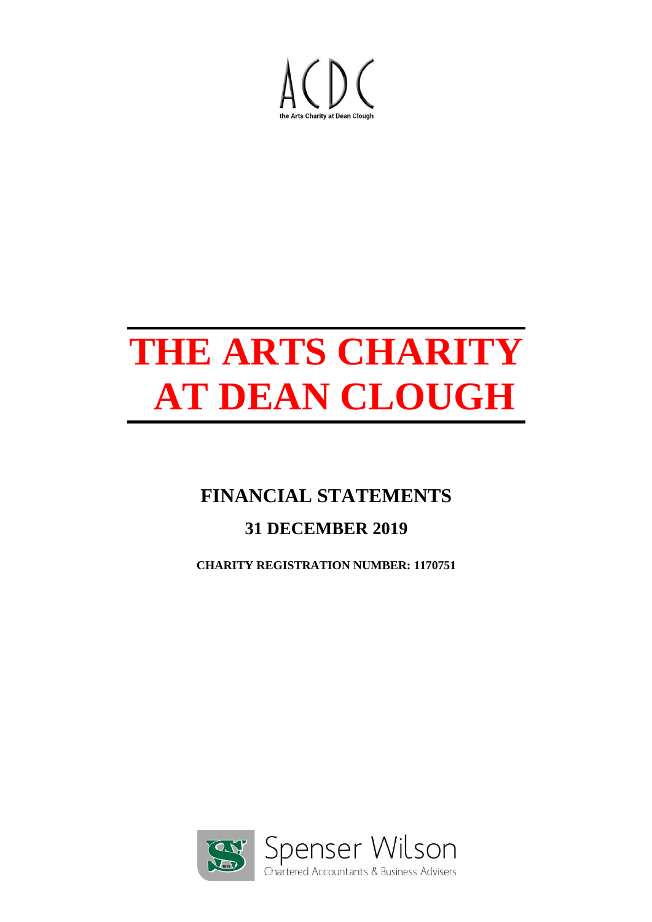ACDC

the Arts Charity at Dean Clough

# THE ARTS CHARITY AT DEAN CLOUGH

## FINANCIAL STATEMENTS

## 31 DECEMBER 2019

**CHARITY REGISTRATION NUMBER: 1170751**

Spenser Wilson
Chartered Accountants & Business Advisers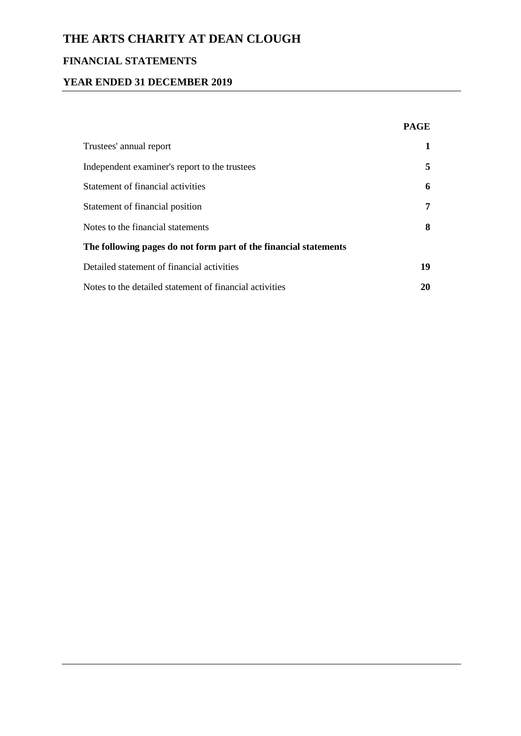# THE ARTS CHARITY AT DEAN CLOUGH

## FINANCIAL STATEMENTS

## YEAR ENDED 31 DECEMBER 2019

| | PAGE |
|---|---|
| Trustees' annual report | 1 |
| Independent examiner's report to the trustees | 5 |
| Statement of financial activities | 6 |
| Statement of financial position | 7 |
| Notes to the financial statements | 8 |
| **The following pages do not form part of the financial statements** | |
| Detailed statement of financial activities | 19 |
| Notes to the detailed statement of financial activities | 20 |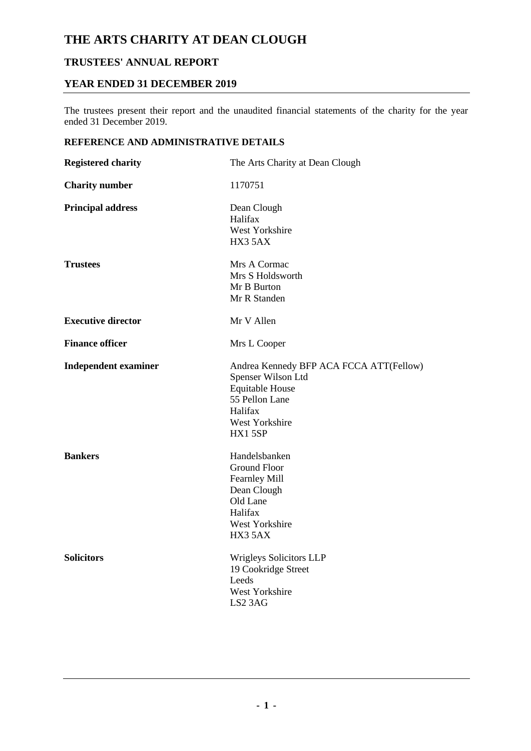# THE ARTS CHARITY AT DEAN CLOUGH

## TRUSTEES' ANNUAL REPORT

## YEAR ENDED 31 DECEMBER 2019

The trustees present their report and the unaudited financial statements of the charity for the year ended 31 December 2019.

### REFERENCE AND ADMINISTRATIVE DETAILS

| | |
|---|---|
| **Registered charity** | The Arts Charity at Dean Clough |
| **Charity number** | 1170751 |
| **Principal address** | Dean Clough<br>Halifax<br>West Yorkshire<br>HX3 5AX |
| **Trustees** | Mrs A Cormac<br>Mrs S Holdsworth<br>Mr B Burton<br>Mr R Standen |
| **Executive director** | Mr V Allen |
| **Finance officer** | Mrs L Cooper |
| **Independent examiner** | Andrea Kennedy BFP ACA FCCA ATT(Fellow)<br>Spenser Wilson Ltd<br>Equitable House<br>55 Pellon Lane<br>Halifax<br>West Yorkshire<br>HX1 5SP |
| **Bankers** | Handelsbanken<br>Ground Floor<br>Fearnley Mill<br>Dean Clough<br>Old Lane<br>Halifax<br>West Yorkshire<br>HX3 5AX |
| **Solicitors** | Wrigleys Solicitors LLP<br>19 Cookridge Street<br>Leeds<br>West Yorkshire<br>LS2 3AG |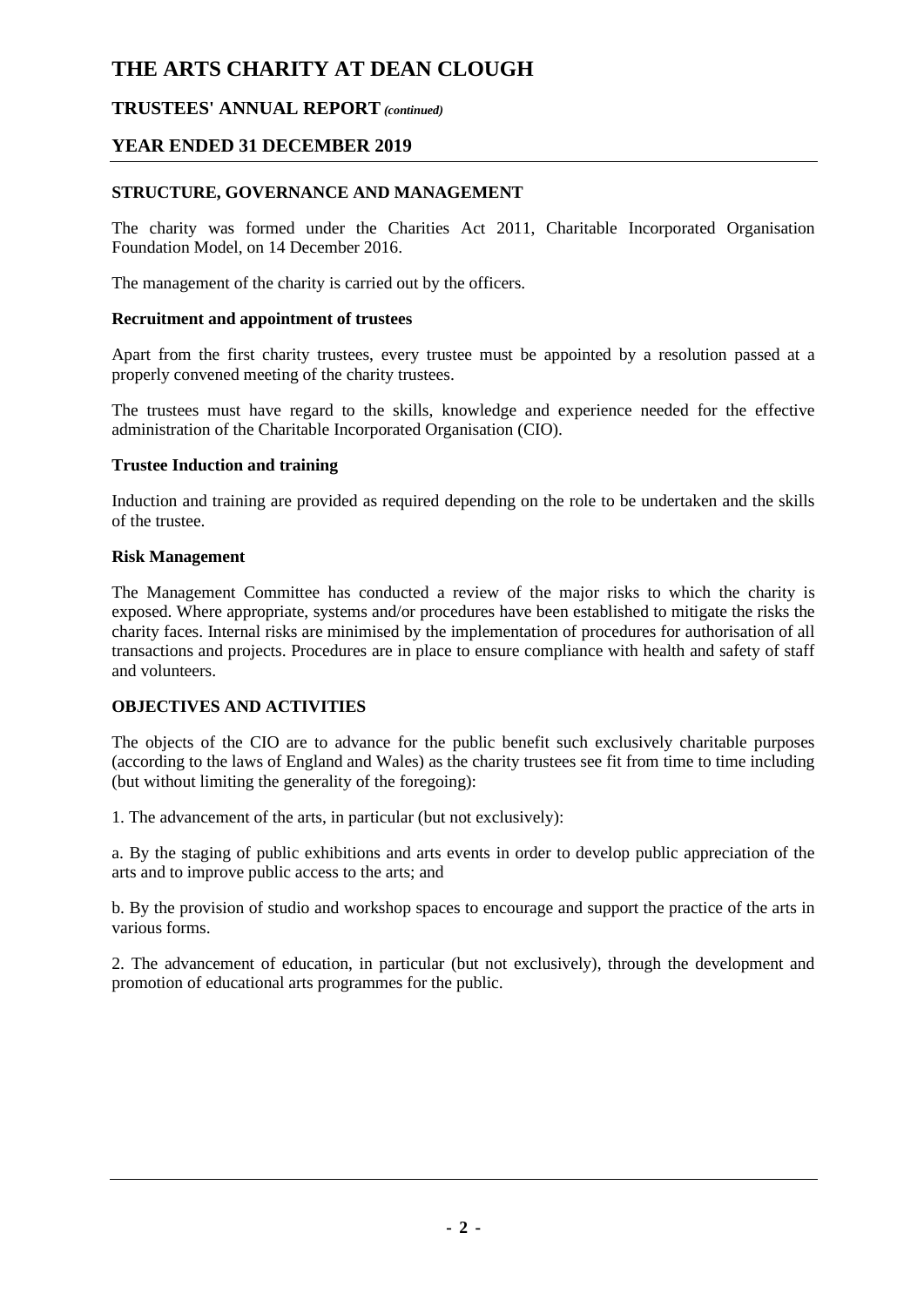## STRUCTURE, GOVERNANCE AND MANAGEMENT

The charity was formed under the Charities Act 2011, Charitable Incorporated Organisation Foundation Model, on 14 December 2016.

The management of the charity is carried out by the officers.

### Recruitment and appointment of trustees

Apart from the first charity trustees, every trustee must be appointed by a resolution passed at a properly convened meeting of the charity trustees.

The trustees must have regard to the skills, knowledge and experience needed for the effective administration of the Charitable Incorporated Organisation (CIO).

### Trustee Induction and training

Induction and training are provided as required depending on the role to be undertaken and the skills of the trustee.

### Risk Management

The Management Committee has conducted a review of the major risks to which the charity is exposed. Where appropriate, systems and/or procedures have been established to mitigate the risks the charity faces. Internal risks are minimised by the implementation of procedures for authorisation of all transactions and projects. Procedures are in place to ensure compliance with health and safety of staff and volunteers.

## OBJECTIVES AND ACTIVITIES

The objects of the CIO are to advance for the public benefit such exclusively charitable purposes (according to the laws of England and Wales) as the charity trustees see fit from time to time including (but without limiting the generality of the foregoing):

1. The advancement of the arts, in particular (but not exclusively):

a. By the staging of public exhibitions and arts events in order to develop public appreciation of the arts and to improve public access to the arts; and

b. By the provision of studio and workshop spaces to encourage and support the practice of the arts in various forms.

2. The advancement of education, in particular (but not exclusively), through the development and promotion of educational arts programmes for the public.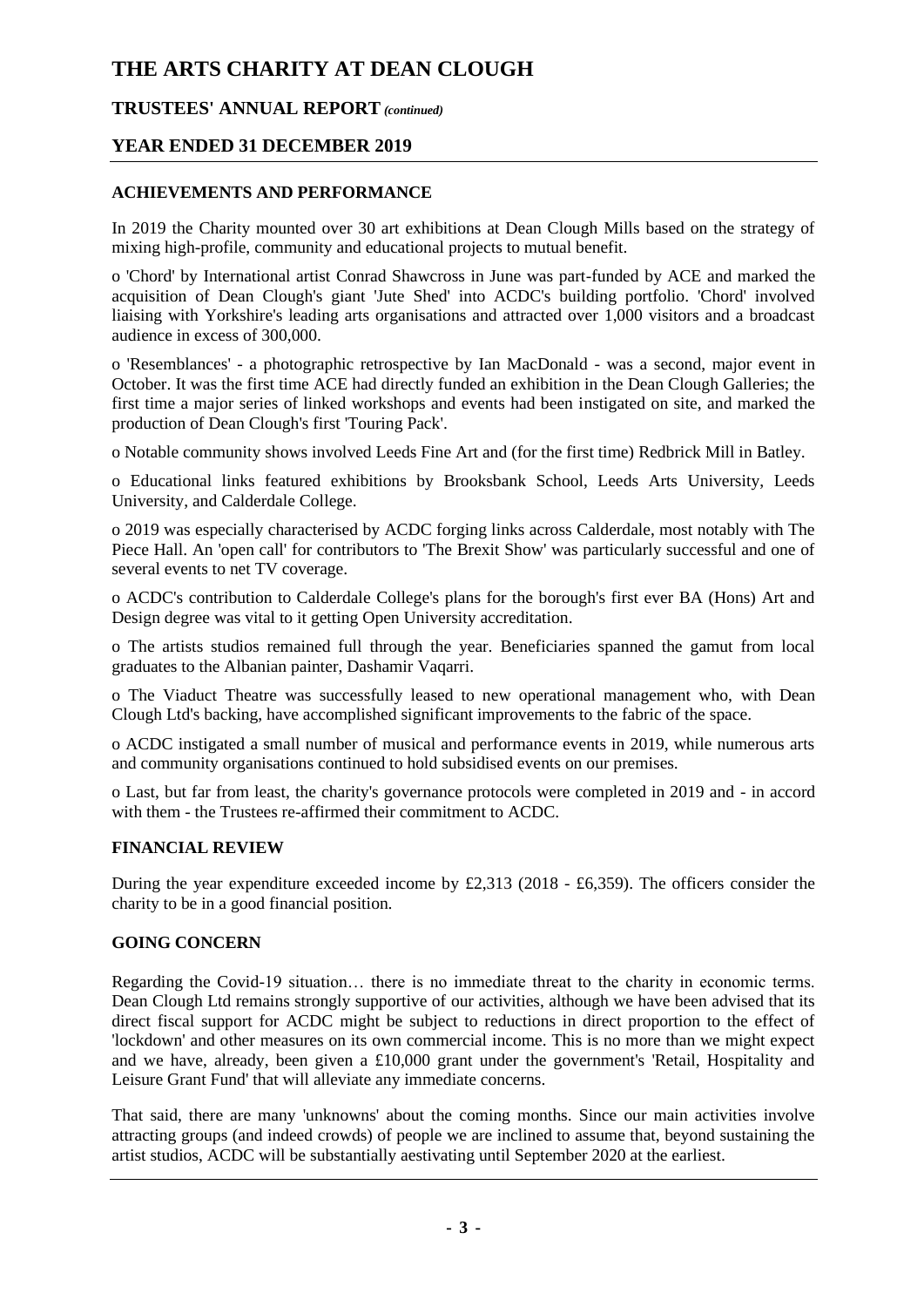# THE ARTS CHARITY AT DEAN CLOUGH

## TRUSTEES' ANNUAL REPORT *(continued)*

## YEAR ENDED 31 DECEMBER 2019

### ACHIEVEMENTS AND PERFORMANCE

In 2019 the Charity mounted over 30 art exhibitions at Dean Clough Mills based on the strategy of mixing high-profile, community and educational projects to mutual benefit.

o 'Chord' by International artist Conrad Shawcross in June was part-funded by ACE and marked the acquisition of Dean Clough's giant 'Jute Shed' into ACDC's building portfolio. 'Chord' involved liaising with Yorkshire's leading arts organisations and attracted over 1,000 visitors and a broadcast audience in excess of 300,000.

o 'Resemblances' - a photographic retrospective by Ian MacDonald - was a second, major event in October. It was the first time ACE had directly funded an exhibition in the Dean Clough Galleries; the first time a major series of linked workshops and events had been instigated on site, and marked the production of Dean Clough's first 'Touring Pack'.

o Notable community shows involved Leeds Fine Art and (for the first time) Redbrick Mill in Batley.

o Educational links featured exhibitions by Brooksbank School, Leeds Arts University, Leeds University, and Calderdale College.

o 2019 was especially characterised by ACDC forging links across Calderdale, most notably with The Piece Hall. An 'open call' for contributors to 'The Brexit Show' was particularly successful and one of several events to net TV coverage.

o ACDC's contribution to Calderdale College's plans for the borough's first ever BA (Hons) Art and Design degree was vital to it getting Open University accreditation.

o The artists studios remained full through the year. Beneficiaries spanned the gamut from local graduates to the Albanian painter, Dashamir Vaqarri.

o The Viaduct Theatre was successfully leased to new operational management who, with Dean Clough Ltd's backing, have accomplished significant improvements to the fabric of the space.

o ACDC instigated a small number of musical and performance events in 2019, while numerous arts and community organisations continued to hold subsidised events on our premises.

o Last, but far from least, the charity's governance protocols were completed in 2019 and - in accord with them - the Trustees re-affirmed their commitment to ACDC.

### FINANCIAL REVIEW

During the year expenditure exceeded income by £2,313 (2018 - £6,359). The officers consider the charity to be in a good financial position.

### GOING CONCERN

Regarding the Covid-19 situation… there is no immediate threat to the charity in economic terms. Dean Clough Ltd remains strongly supportive of our activities, although we have been advised that its direct fiscal support for ACDC might be subject to reductions in direct proportion to the effect of 'lockdown' and other measures on its own commercial income. This is no more than we might expect and we have, already, been given a £10,000 grant under the government's 'Retail, Hospitality and Leisure Grant Fund' that will alleviate any immediate concerns.

That said, there are many 'unknowns' about the coming months. Since our main activities involve attracting groups (and indeed crowds) of people we are inclined to assume that, beyond sustaining the artist studios, ACDC will be substantially aestivating until September 2020 at the earliest.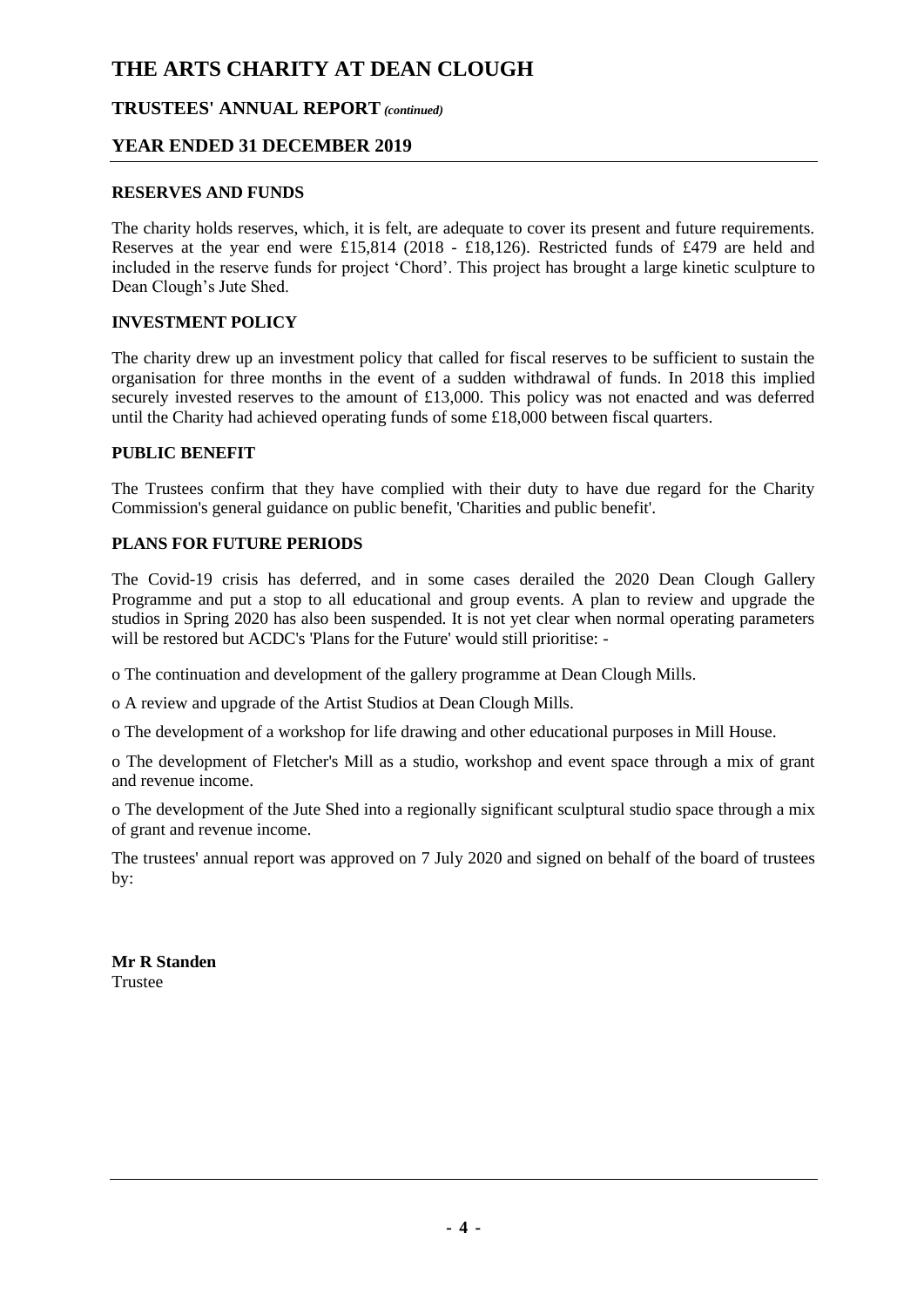# THE ARTS CHARITY AT DEAN CLOUGH

## TRUSTEES' ANNUAL REPORT *(continued)*

## YEAR ENDED 31 DECEMBER 2019

### RESERVES AND FUNDS

The charity holds reserves, which, it is felt, are adequate to cover its present and future requirements. Reserves at the year end were £15,814 (2018 - £18,126). Restricted funds of £479 are held and included in the reserve funds for project 'Chord'. This project has brought a large kinetic sculpture to Dean Clough's Jute Shed.

### INVESTMENT POLICY

The charity drew up an investment policy that called for fiscal reserves to be sufficient to sustain the organisation for three months in the event of a sudden withdrawal of funds. In 2018 this implied securely invested reserves to the amount of £13,000. This policy was not enacted and was deferred until the Charity had achieved operating funds of some £18,000 between fiscal quarters.

### PUBLIC BENEFIT

The Trustees confirm that they have complied with their duty to have due regard for the Charity Commission's general guidance on public benefit, 'Charities and public benefit'.

### PLANS FOR FUTURE PERIODS

The Covid-19 crisis has deferred, and in some cases derailed the 2020 Dean Clough Gallery Programme and put a stop to all educational and group events. A plan to review and upgrade the studios in Spring 2020 has also been suspended. It is not yet clear when normal operating parameters will be restored but ACDC's 'Plans for the Future' would still prioritise: -

o The continuation and development of the gallery programme at Dean Clough Mills.

o A review and upgrade of the Artist Studios at Dean Clough Mills.

o The development of a workshop for life drawing and other educational purposes in Mill House.

o The development of Fletcher's Mill as a studio, workshop and event space through a mix of grant and revenue income.

o The development of the Jute Shed into a regionally significant sculptural studio space through a mix of grant and revenue income.

The trustees' annual report was approved on 7 July 2020 and signed on behalf of the board of trustees by:

**Mr R Standen**
Trustee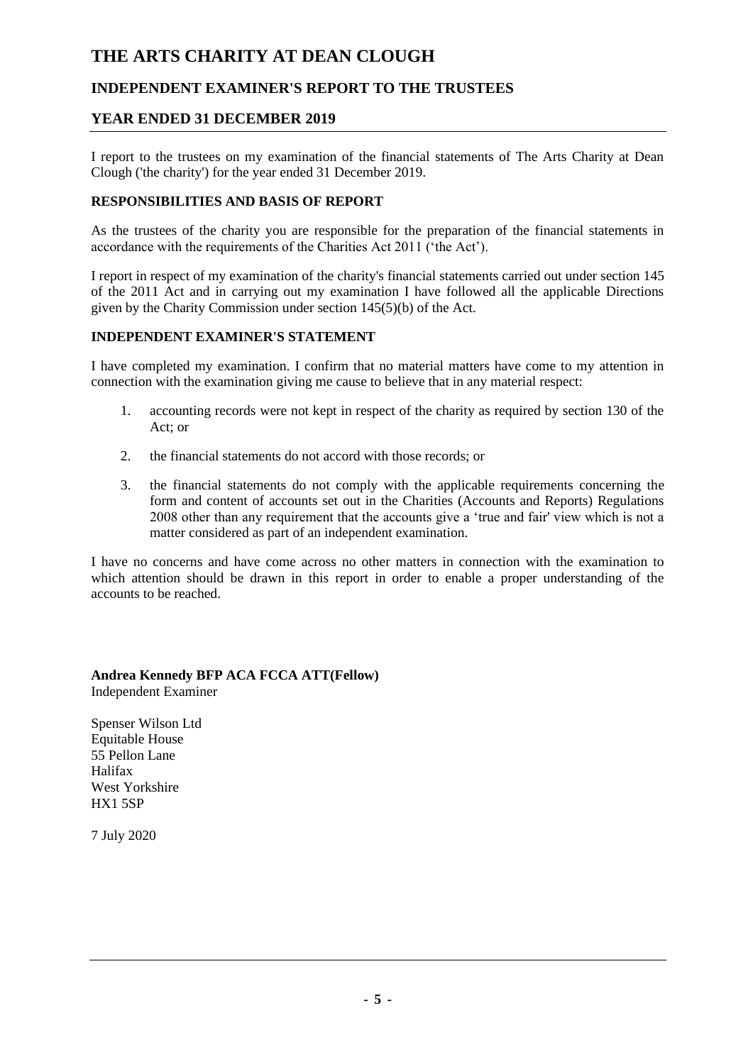# THE ARTS CHARITY AT DEAN CLOUGH

## INDEPENDENT EXAMINER'S REPORT TO THE TRUSTEES

## YEAR ENDED 31 DECEMBER 2019

I report to the trustees on my examination of the financial statements of The Arts Charity at Dean Clough ('the charity') for the year ended 31 December 2019.

### RESPONSIBILITIES AND BASIS OF REPORT

As the trustees of the charity you are responsible for the preparation of the financial statements in accordance with the requirements of the Charities Act 2011 ('the Act').

I report in respect of my examination of the charity's financial statements carried out under section 145 of the 2011 Act and in carrying out my examination I have followed all the applicable Directions given by the Charity Commission under section 145(5)(b) of the Act.

### INDEPENDENT EXAMINER'S STATEMENT

I have completed my examination. I confirm that no material matters have come to my attention in connection with the examination giving me cause to believe that in any material respect:

1. accounting records were not kept in respect of the charity as required by section 130 of the Act; or
2. the financial statements do not accord with those records; or
3. the financial statements do not comply with the applicable requirements concerning the form and content of accounts set out in the Charities (Accounts and Reports) Regulations 2008 other than any requirement that the accounts give a 'true and fair' view which is not a matter considered as part of an independent examination.

I have no concerns and have come across no other matters in connection with the examination to which attention should be drawn in this report in order to enable a proper understanding of the accounts to be reached.

**Andrea Kennedy BFP ACA FCCA ATT(Fellow)**
Independent Examiner

Spenser Wilson Ltd
Equitable House
55 Pellon Lane
Halifax
West Yorkshire
HX1 5SP

7 July 2020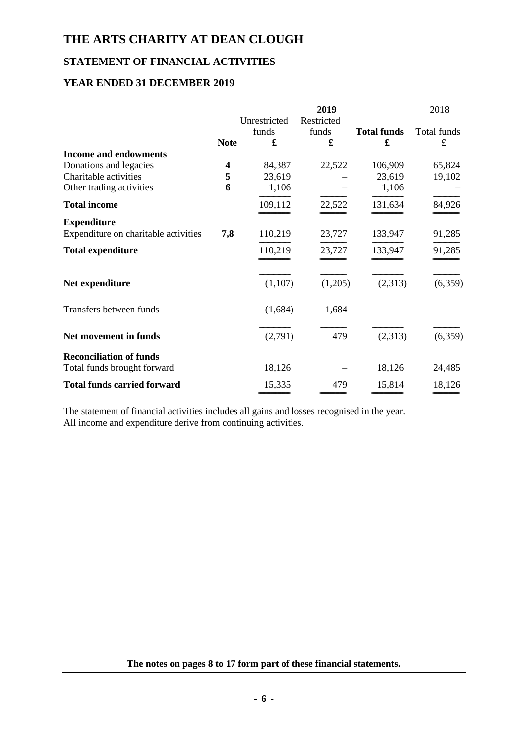# THE ARTS CHARITY AT DEAN CLOUGH

## STATEMENT OF FINANCIAL ACTIVITIES

## YEAR ENDED 31 DECEMBER 2019

| | | 2019 | | | 2018 |
|---|---|---|---|---|---|
| | Note | Unrestricted funds £ | Restricted funds £ | **Total funds £** | Total funds £ |
| **Income and endowments** | | | | | |
| Donations and legacies | **4** | 84,387 | 22,522 | 106,909 | 65,824 |
| Charitable activities | **5** | 23,619 | – | 23,619 | 19,102 |
| Other trading activities | **6** | 1,106 | – | 1,106 | – |
| **Total income** | | 109,112 | 22,522 | 131,634 | 84,926 |
| **Expenditure** | | | | | |
| Expenditure on charitable activities | **7,8** | 110,219 | 23,727 | 133,947 | 91,285 |
| **Total expenditure** | | 110,219 | 23,727 | 133,947 | 91,285 |
| **Net expenditure** | | (1,107) | (1,205) | (2,313) | (6,359) |
| Transfers between funds | | (1,684) | 1,684 | – | – |
| **Net movement in funds** | | (2,791) | 479 | (2,313) | (6,359) |
| **Reconciliation of funds** | | | | | |
| Total funds brought forward | | 18,126 | – | 18,126 | 24,485 |
| **Total funds carried forward** | | 15,335 | 479 | 15,814 | 18,126 |

The statement of financial activities includes all gains and losses recognised in the year.
All income and expenditure derive from continuing activities.

**The notes on pages 8 to 17 form part of these financial statements.**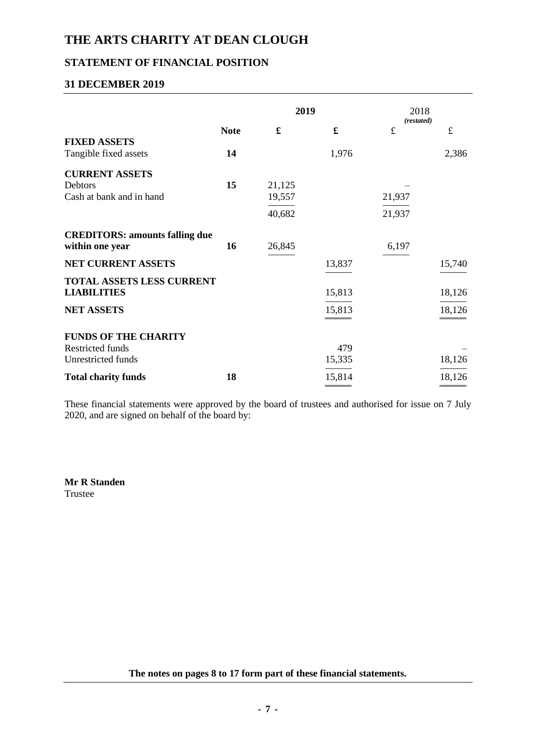# THE ARTS CHARITY AT DEAN CLOUGH

## STATEMENT OF FINANCIAL POSITION

## 31 DECEMBER 2019

| | Note | 2019 £ | 2019 £ | 2018 *(restated)* £ | 2018 *(restated)* £ |
|---|---|---|---|---|---|
| **FIXED ASSETS** | | | | | |
| Tangible fixed assets | **14** | | 1,976 | | 2,386 |
| **CURRENT ASSETS** | | | | | |
| Debtors | **15** | 21,125 | | – | |
| Cash at bank and in hand | | 19,557 | | 21,937 | |
| | | 40,682 | | 21,937 | |
| **CREDITORS: amounts falling due within one year** | **16** | 26,845 | | 6,197 | |
| **NET CURRENT ASSETS** | | | 13,837 | | 15,740 |
| **TOTAL ASSETS LESS CURRENT LIABILITIES** | | | 15,813 | | 18,126 |
| **NET ASSETS** | | | 15,813 | | 18,126 |
| **FUNDS OF THE CHARITY** | | | | | |
| Restricted funds | | | 479 | | – |
| Unrestricted funds | | | 15,335 | | 18,126 |
| **Total charity funds** | **18** | | 15,814 | | 18,126 |

These financial statements were approved by the board of trustees and authorised for issue on 7 July 2020, and are signed on behalf of the board by:

**Mr R Standen**
Trustee

**The notes on pages 8 to 17 form part of these financial statements.**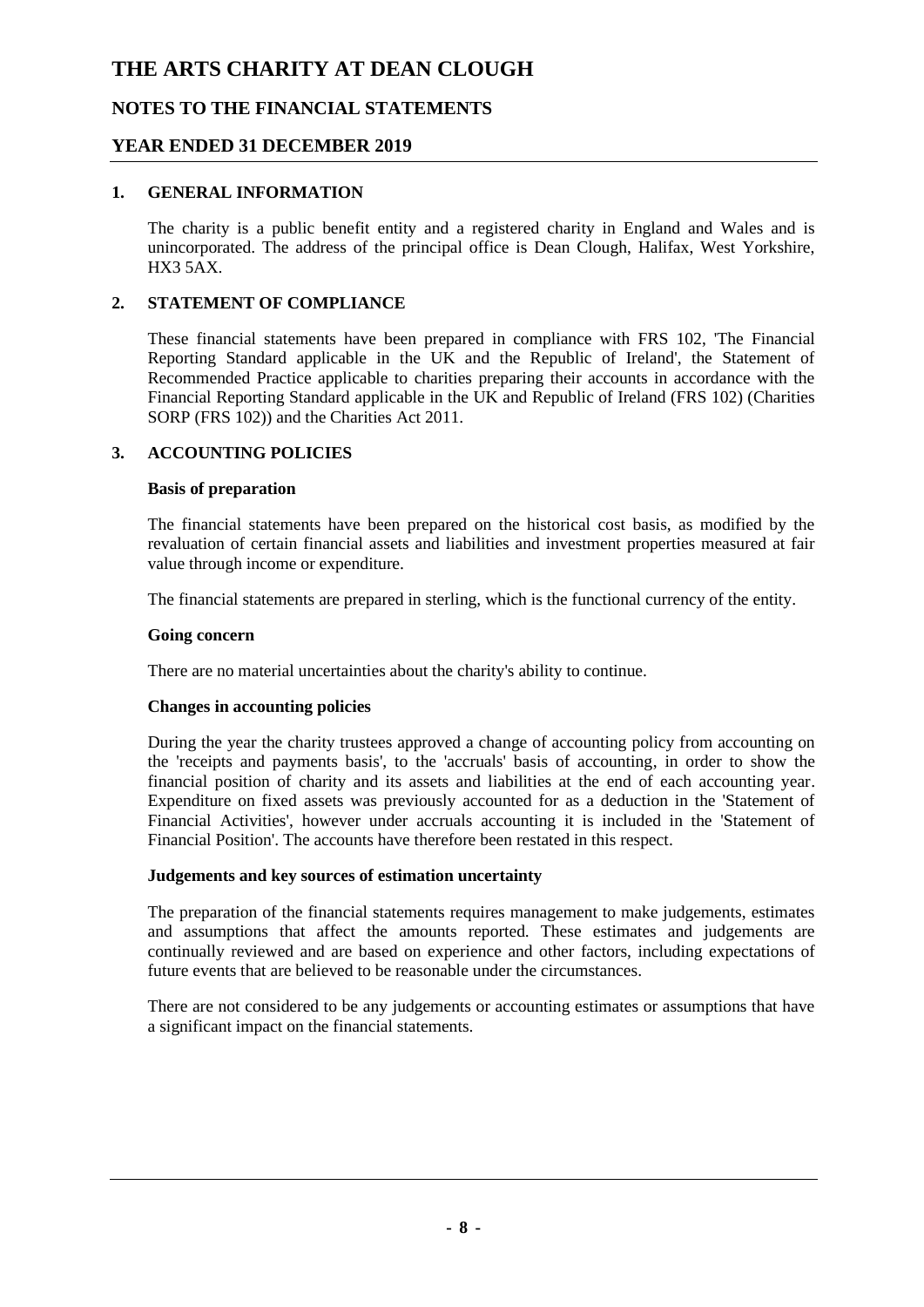# THE ARTS CHARITY AT DEAN CLOUGH

## NOTES TO THE FINANCIAL STATEMENTS

## YEAR ENDED 31 DECEMBER 2019

### 1. GENERAL INFORMATION

The charity is a public benefit entity and a registered charity in England and Wales and is unincorporated. The address of the principal office is Dean Clough, Halifax, West Yorkshire, HX3 5AX.

### 2. STATEMENT OF COMPLIANCE

These financial statements have been prepared in compliance with FRS 102, 'The Financial Reporting Standard applicable in the UK and the Republic of Ireland', the Statement of Recommended Practice applicable to charities preparing their accounts in accordance with the Financial Reporting Standard applicable in the UK and Republic of Ireland (FRS 102) (Charities SORP (FRS 102)) and the Charities Act 2011.

### 3. ACCOUNTING POLICIES

**Basis of preparation**

The financial statements have been prepared on the historical cost basis, as modified by the revaluation of certain financial assets and liabilities and investment properties measured at fair value through income or expenditure.

The financial statements are prepared in sterling, which is the functional currency of the entity.

**Going concern**

There are no material uncertainties about the charity's ability to continue.

**Changes in accounting policies**

During the year the charity trustees approved a change of accounting policy from accounting on the 'receipts and payments basis', to the 'accruals' basis of accounting, in order to show the financial position of charity and its assets and liabilities at the end of each accounting year. Expenditure on fixed assets was previously accounted for as a deduction in the 'Statement of Financial Activities', however under accruals accounting it is included in the 'Statement of Financial Position'. The accounts have therefore been restated in this respect.

**Judgements and key sources of estimation uncertainty**

The preparation of the financial statements requires management to make judgements, estimates and assumptions that affect the amounts reported. These estimates and judgements are continually reviewed and are based on experience and other factors, including expectations of future events that are believed to be reasonable under the circumstances.

There are not considered to be any judgements or accounting estimates or assumptions that have a significant impact on the financial statements.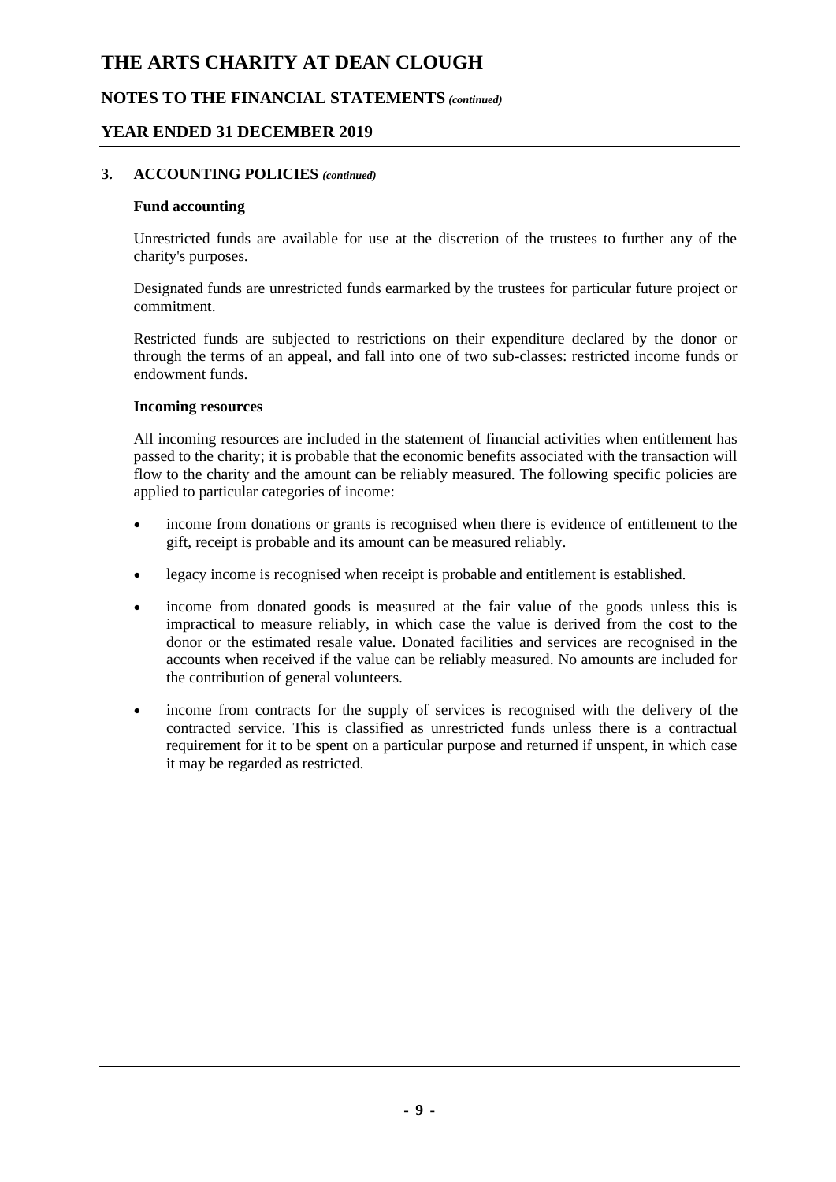### 3. ACCOUNTING POLICIES *(continued)*

**Fund accounting**

Unrestricted funds are available for use at the discretion of the trustees to further any of the charity's purposes.

Designated funds are unrestricted funds earmarked by the trustees for particular future project or commitment.

Restricted funds are subjected to restrictions on their expenditure declared by the donor or through the terms of an appeal, and fall into one of two sub-classes: restricted income funds or endowment funds.

**Incoming resources**

All incoming resources are included in the statement of financial activities when entitlement has passed to the charity; it is probable that the economic benefits associated with the transaction will flow to the charity and the amount can be reliably measured. The following specific policies are applied to particular categories of income:

- income from donations or grants is recognised when there is evidence of entitlement to the gift, receipt is probable and its amount can be measured reliably.
- legacy income is recognised when receipt is probable and entitlement is established.
- income from donated goods is measured at the fair value of the goods unless this is impractical to measure reliably, in which case the value is derived from the cost to the donor or the estimated resale value. Donated facilities and services are recognised in the accounts when received if the value can be reliably measured. No amounts are included for the contribution of general volunteers.
- income from contracts for the supply of services is recognised with the delivery of the contracted service. This is classified as unrestricted funds unless there is a contractual requirement for it to be spent on a particular purpose and returned if unspent, in which case it may be regarded as restricted.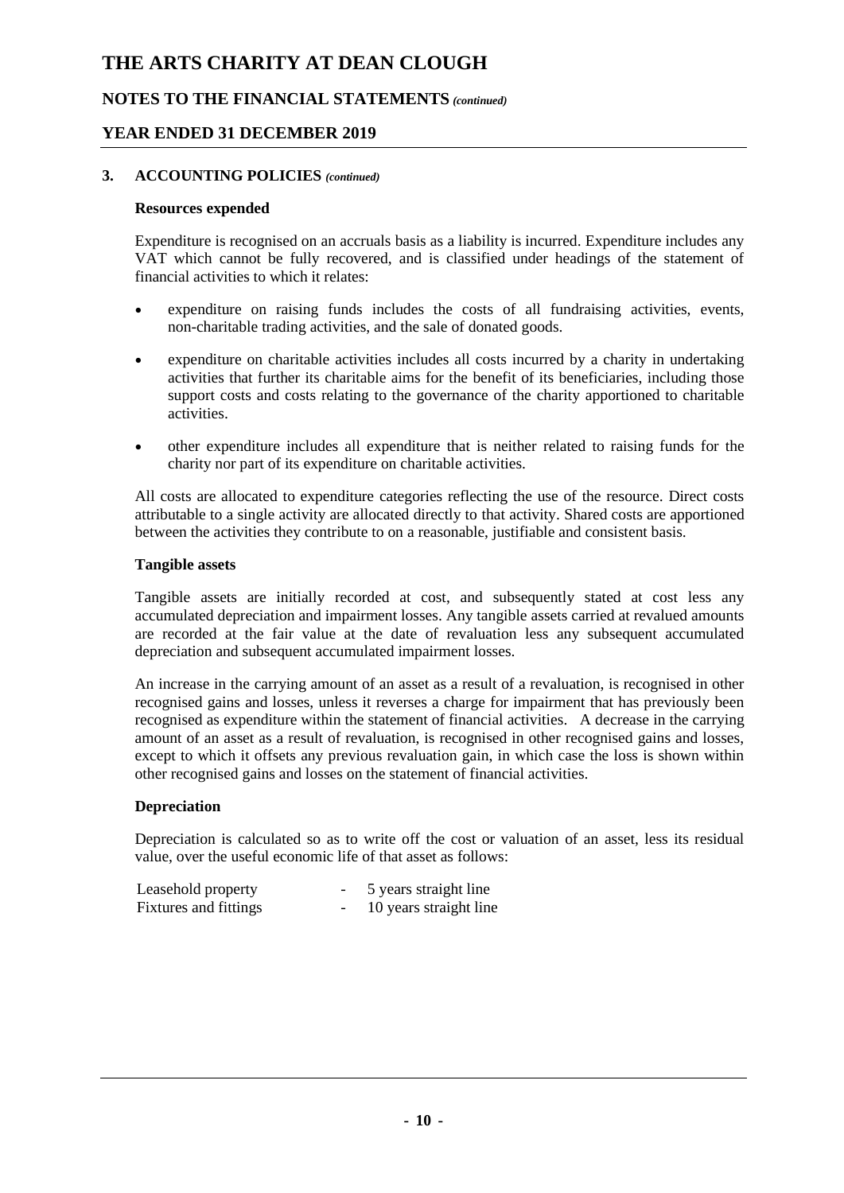### 3. ACCOUNTING POLICIES *(continued)*

**Resources expended**

Expenditure is recognised on an accruals basis as a liability is incurred. Expenditure includes any VAT which cannot be fully recovered, and is classified under headings of the statement of financial activities to which it relates:

- expenditure on raising funds includes the costs of all fundraising activities, events, non-charitable trading activities, and the sale of donated goods.
- expenditure on charitable activities includes all costs incurred by a charity in undertaking activities that further its charitable aims for the benefit of its beneficiaries, including those support costs and costs relating to the governance of the charity apportioned to charitable activities.
- other expenditure includes all expenditure that is neither related to raising funds for the charity nor part of its expenditure on charitable activities.

All costs are allocated to expenditure categories reflecting the use of the resource. Direct costs attributable to a single activity are allocated directly to that activity. Shared costs are apportioned between the activities they contribute to on a reasonable, justifiable and consistent basis.

**Tangible assets**

Tangible assets are initially recorded at cost, and subsequently stated at cost less any accumulated depreciation and impairment losses. Any tangible assets carried at revalued amounts are recorded at the fair value at the date of revaluation less any subsequent accumulated depreciation and subsequent accumulated impairment losses.

An increase in the carrying amount of an asset as a result of a revaluation, is recognised in other recognised gains and losses, unless it reverses a charge for impairment that has previously been recognised as expenditure within the statement of financial activities. A decrease in the carrying amount of an asset as a result of revaluation, is recognised in other recognised gains and losses, except to which it offsets any previous revaluation gain, in which case the loss is shown within other recognised gains and losses on the statement of financial activities.

**Depreciation**

Depreciation is calculated so as to write off the cost or valuation of an asset, less its residual value, over the useful economic life of that asset as follows:

| | | |
|---|---|---|
| Leasehold property | - | 5 years straight line |
| Fixtures and fittings | - | 10 years straight line |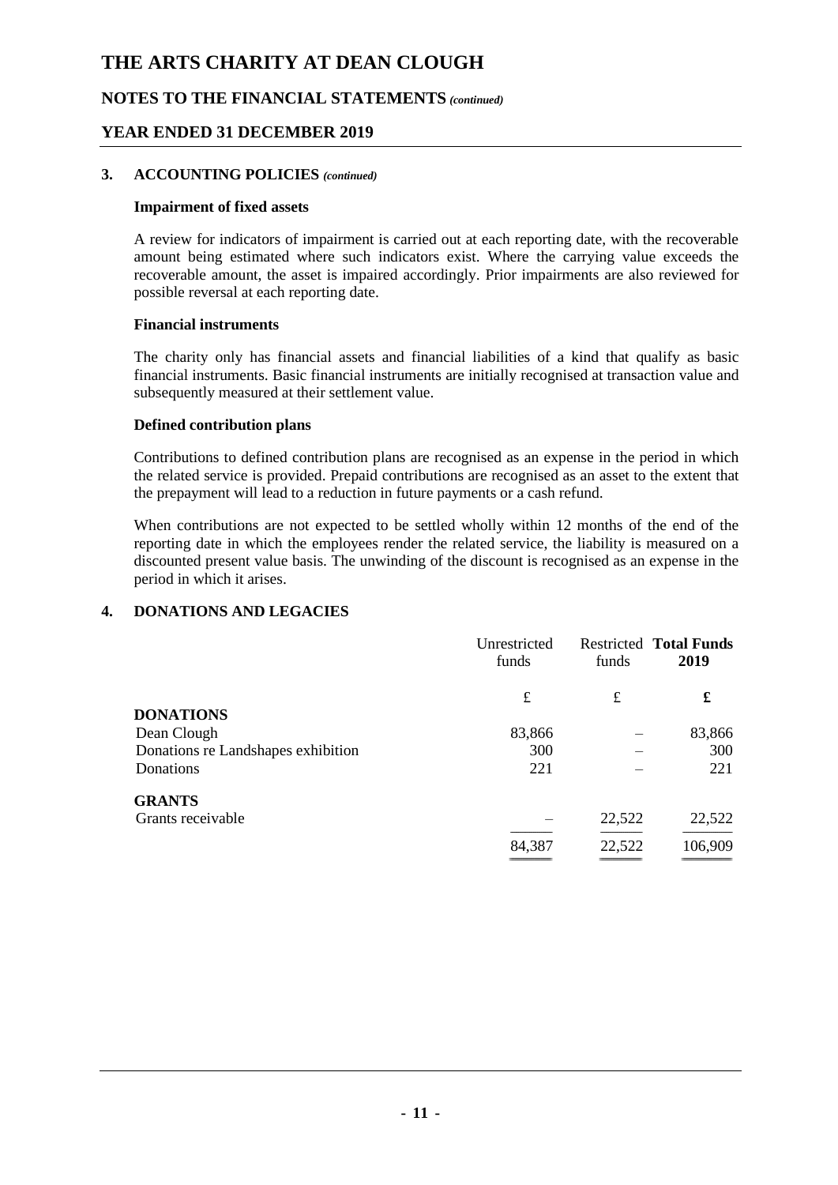# THE ARTS CHARITY AT DEAN CLOUGH

## NOTES TO THE FINANCIAL STATEMENTS *(continued)*

## YEAR ENDED 31 DECEMBER 2019

### 3. ACCOUNTING POLICIES *(continued)*

**Impairment of fixed assets**

A review for indicators of impairment is carried out at each reporting date, with the recoverable amount being estimated where such indicators exist. Where the carrying value exceeds the recoverable amount, the asset is impaired accordingly. Prior impairments are also reviewed for possible reversal at each reporting date.

**Financial instruments**

The charity only has financial assets and financial liabilities of a kind that qualify as basic financial instruments. Basic financial instruments are initially recognised at transaction value and subsequently measured at their settlement value.

**Defined contribution plans**

Contributions to defined contribution plans are recognised as an expense in the period in which the related service is provided. Prepaid contributions are recognised as an asset to the extent that the prepayment will lead to a reduction in future payments or a cash refund.

When contributions are not expected to be settled wholly within 12 months of the end of the reporting date in which the employees render the related service, the liability is measured on a discounted present value basis. The unwinding of the discount is recognised as an expense in the period in which it arises.

### 4. DONATIONS AND LEGACIES

| | Unrestricted funds | Restricted funds | **Total Funds 2019** |
|---|---|---|---|
| | £ | £ | **£** |
| **DONATIONS** | | | |
| Dean Clough | 83,866 | – | 83,866 |
| Donations re Landshapes exhibition | 300 | – | 300 |
| Donations | 221 | – | 221 |
| **GRANTS** | | | |
| Grants receivable | – | 22,522 | 22,522 |
| | 84,387 | 22,522 | 106,909 |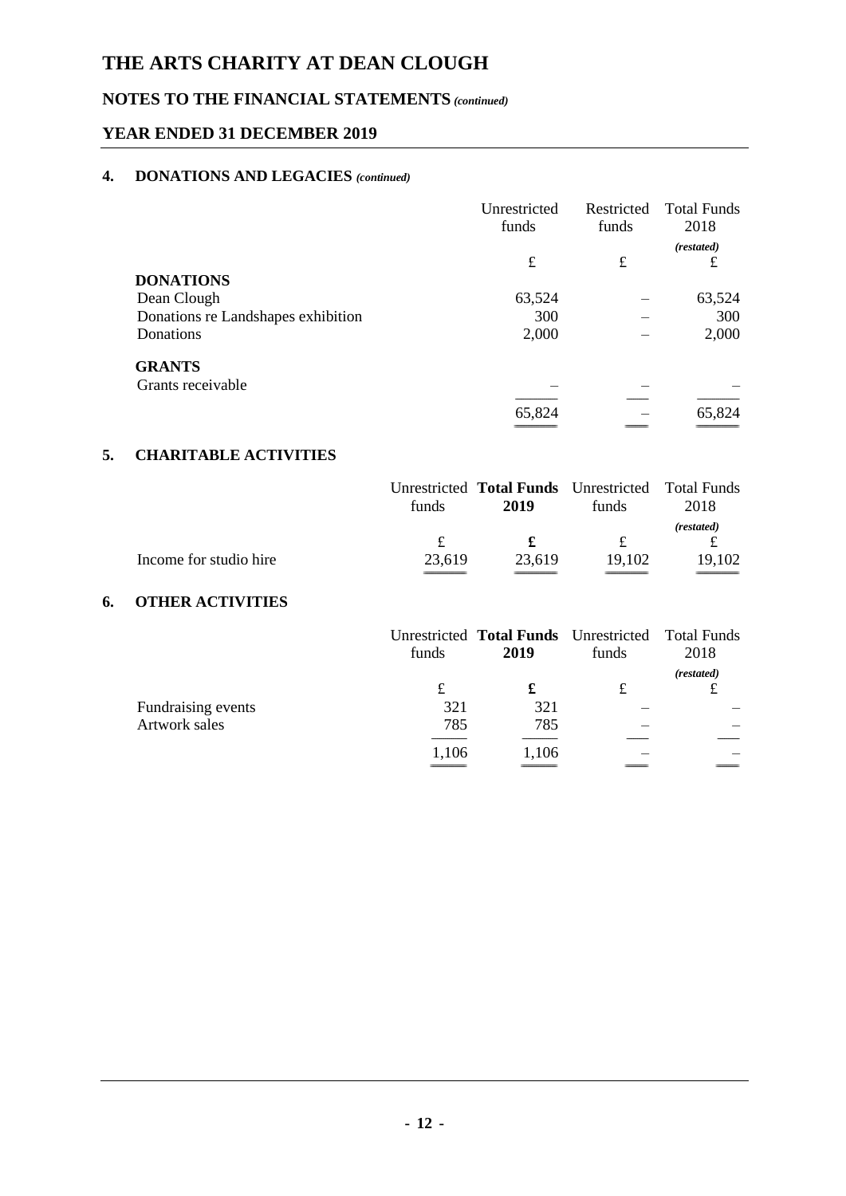# THE ARTS CHARITY AT DEAN CLOUGH

## NOTES TO THE FINANCIAL STATEMENTS *(continued)*

## YEAR ENDED 31 DECEMBER 2019

### 4. DONATIONS AND LEGACIES *(continued)*

| | Unrestricted funds | Restricted funds | Total Funds 2018 *(restated)* |
|---|---|---|---|
| | £ | £ | £ |
| **DONATIONS** | | | |
| Dean Clough | 63,524 | – | 63,524 |
| Donations re Landshapes exhibition | 300 | – | 300 |
| Donations | 2,000 | – | 2,000 |
| **GRANTS** | | | |
| Grants receivable | – | – | – |
| | 65,824 | – | 65,824 |

### 5. CHARITABLE ACTIVITIES

| | Unrestricted funds | **Total Funds 2019** | Unrestricted funds | Total Funds 2018 *(restated)* |
|---|---|---|---|---|
| | £ | **£** | £ | £ |
| Income for studio hire | 23,619 | 23,619 | 19,102 | 19,102 |

### 6. OTHER ACTIVITIES

| | Unrestricted funds | **Total Funds 2019** | Unrestricted funds | Total Funds 2018 *(restated)* |
|---|---|---|---|---|
| | £ | **£** | £ | £ |
| Fundraising events | 321 | 321 | – | – |
| Artwork sales | 785 | 785 | – | – |
| | 1,106 | 1,106 | – | – |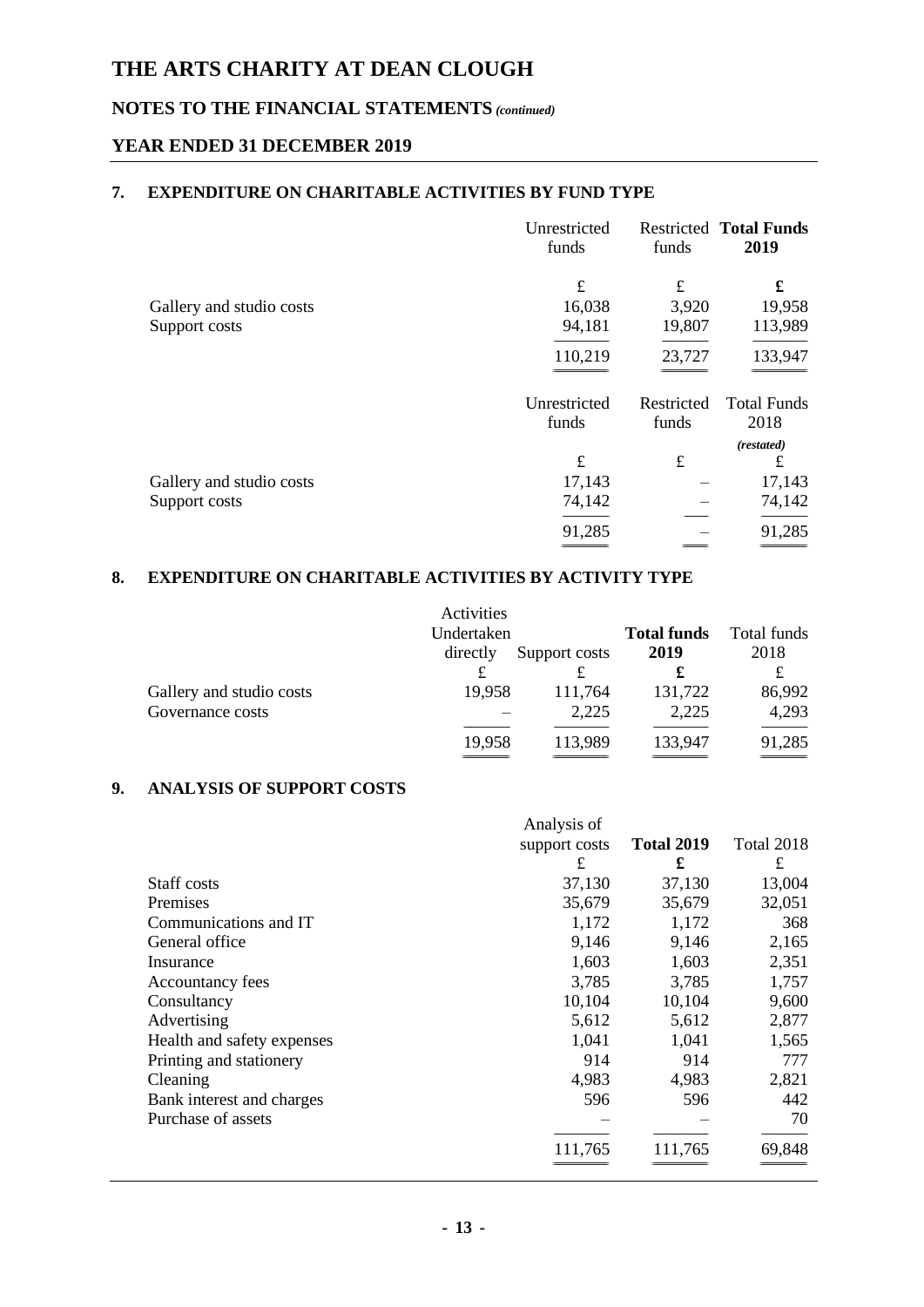# THE ARTS CHARITY AT DEAN CLOUGH

## NOTES TO THE FINANCIAL STATEMENTS *(continued)*

## YEAR ENDED 31 DECEMBER 2019

### 7. EXPENDITURE ON CHARITABLE ACTIVITIES BY FUND TYPE

| | Unrestricted funds | Restricted funds | **Total Funds 2019** |
|---|---|---|---|
| | £ | £ | **£** |
| Gallery and studio costs | 16,038 | 3,920 | 19,958 |
| Support costs | 94,181 | 19,807 | 113,989 |
| | 110,219 | 23,727 | 133,947 |

| | Unrestricted funds | Restricted funds | Total Funds 2018 *(restated)* |
|---|---|---|---|
| | £ | £ | £ |
| Gallery and studio costs | 17,143 | – | 17,143 |
| Support costs | 74,142 | – | 74,142 |
| | 91,285 | – | 91,285 |

### 8. EXPENDITURE ON CHARITABLE ACTIVITIES BY ACTIVITY TYPE

| | Activities Undertaken directly | Support costs | **Total funds 2019** | Total funds 2018 |
|---|---|---|---|---|
| | £ | £ | **£** | £ |
| Gallery and studio costs | 19,958 | 111,764 | 131,722 | 86,992 |
| Governance costs | – | 2,225 | 2,225 | 4,293 |
| | 19,958 | 113,989 | 133,947 | 91,285 |

### 9. ANALYSIS OF SUPPORT COSTS

| | Analysis of support costs | **Total 2019** | Total 2018 |
|---|---|---|---|
| | £ | **£** | £ |
| Staff costs | 37,130 | 37,130 | 13,004 |
| Premises | 35,679 | 35,679 | 32,051 |
| Communications and IT | 1,172 | 1,172 | 368 |
| General office | 9,146 | 9,146 | 2,165 |
| Insurance | 1,603 | 1,603 | 2,351 |
| Accountancy fees | 3,785 | 3,785 | 1,757 |
| Consultancy | 10,104 | 10,104 | 9,600 |
| Advertising | 5,612 | 5,612 | 2,877 |
| Health and safety expenses | 1,041 | 1,041 | 1,565 |
| Printing and stationery | 914 | 914 | 777 |
| Cleaning | 4,983 | 4,983 | 2,821 |
| Bank interest and charges | 596 | 596 | 442 |
| Purchase of assets | – | – | 70 |
| | 111,765 | 111,765 | 69,848 |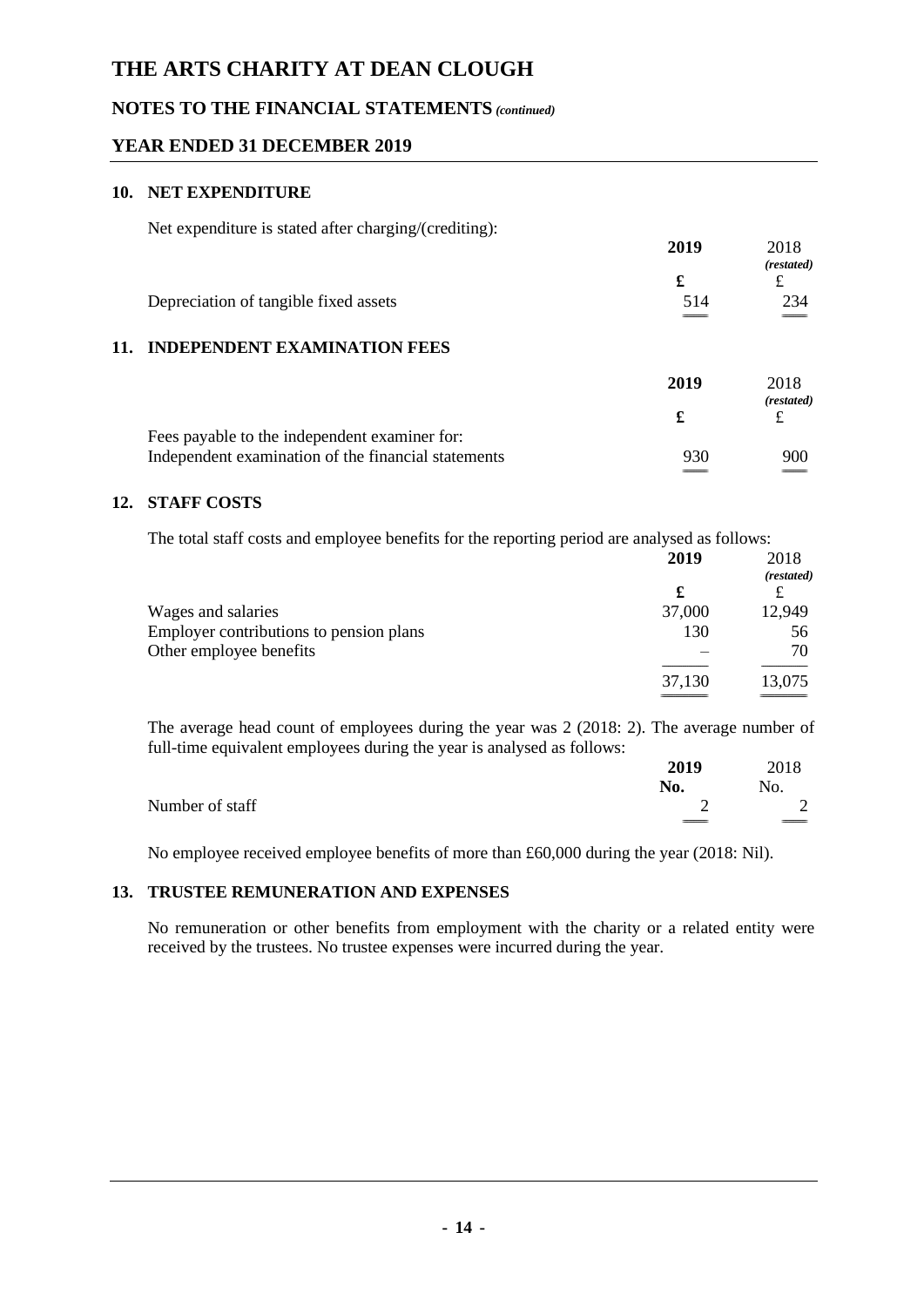# THE ARTS CHARITY AT DEAN CLOUGH

## NOTES TO THE FINANCIAL STATEMENTS *(continued)*

## YEAR ENDED 31 DECEMBER 2019

### 10. NET EXPENDITURE

Net expenditure is stated after charging/(crediting):

| | 2019 | 2018 *(restated)* |
|---|---|---|
| | £ | £ |
| Depreciation of tangible fixed assets | 514 | 234 |

### 11. INDEPENDENT EXAMINATION FEES

| | 2019 | 2018 *(restated)* |
|---|---|---|
| | £ | £ |
| Fees payable to the independent examiner for: | | |
| Independent examination of the financial statements | 930 | 900 |

### 12. STAFF COSTS

The total staff costs and employee benefits for the reporting period are analysed as follows:

| | 2019 | 2018 *(restated)* |
|---|---|---|
| | £ | £ |
| Wages and salaries | 37,000 | 12,949 |
| Employer contributions to pension plans | 130 | 56 |
| Other employee benefits | – | 70 |
| | 37,130 | 13,075 |

The average head count of employees during the year was 2 (2018: 2). The average number of full-time equivalent employees during the year is analysed as follows:

| | 2019 | 2018 |
|---|---|---|
| | No. | No. |
| Number of staff | 2 | 2 |

No employee received employee benefits of more than £60,000 during the year (2018: Nil).

### 13. TRUSTEE REMUNERATION AND EXPENSES

No remuneration or other benefits from employment with the charity or a related entity were received by the trustees. No trustee expenses were incurred during the year.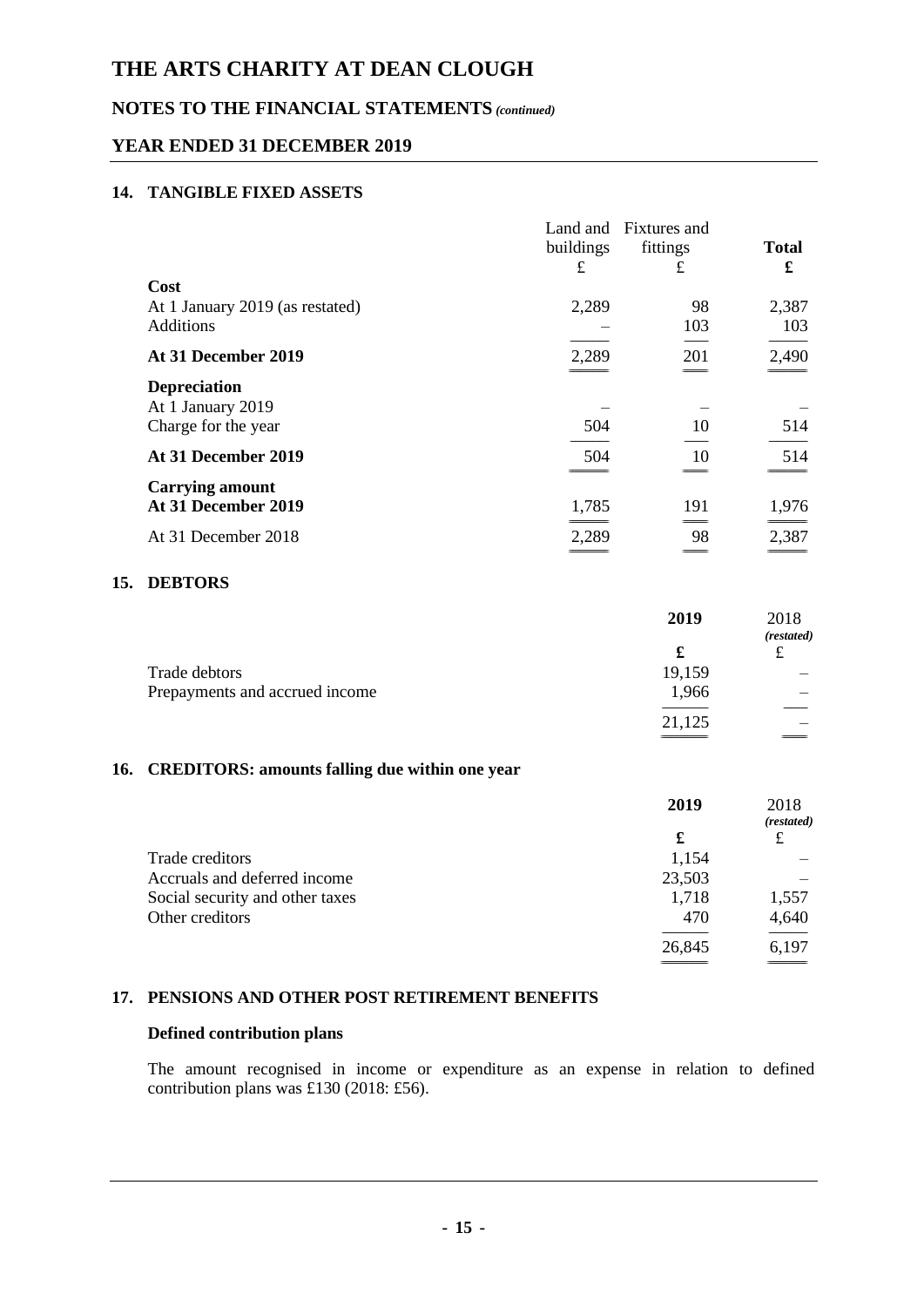# THE ARTS CHARITY AT DEAN CLOUGH

## NOTES TO THE FINANCIAL STATEMENTS *(continued)*

## YEAR ENDED 31 DECEMBER 2019

### 14. TANGIBLE FIXED ASSETS

| | Land and buildings £ | Fixtures and fittings £ | **Total £** |
|---|---|---|---|
| **Cost** | | | |
| At 1 January 2019 (as restated) | 2,289 | 98 | 2,387 |
| Additions | – | 103 | 103 |
| **At 31 December 2019** | 2,289 | 201 | 2,490 |
| **Depreciation** | | | |
| At 1 January 2019 | – | – | – |
| Charge for the year | 504 | 10 | 514 |
| **At 31 December 2019** | 504 | 10 | 514 |
| **Carrying amount** | | | |
| **At 31 December 2019** | 1,785 | 191 | 1,976 |
| At 31 December 2018 | 2,289 | 98 | 2,387 |

### 15. DEBTORS

| | **2019** | 2018 *(restated)* |
|---|---|---|
| | **£** | £ |
| Trade debtors | 19,159 | – |
| Prepayments and accrued income | 1,966 | – |
| | 21,125 | – |

### 16. CREDITORS: amounts falling due within one year

| | **2019** | 2018 *(restated)* |
|---|---|---|
| | **£** | £ |
| Trade creditors | 1,154 | – |
| Accruals and deferred income | 23,503 | – |
| Social security and other taxes | 1,718 | 1,557 |
| Other creditors | 470 | 4,640 |
| | 26,845 | 6,197 |

### 17. PENSIONS AND OTHER POST RETIREMENT BENEFITS

**Defined contribution plans**

The amount recognised in income or expenditure as an expense in relation to defined contribution plans was £130 (2018: £56).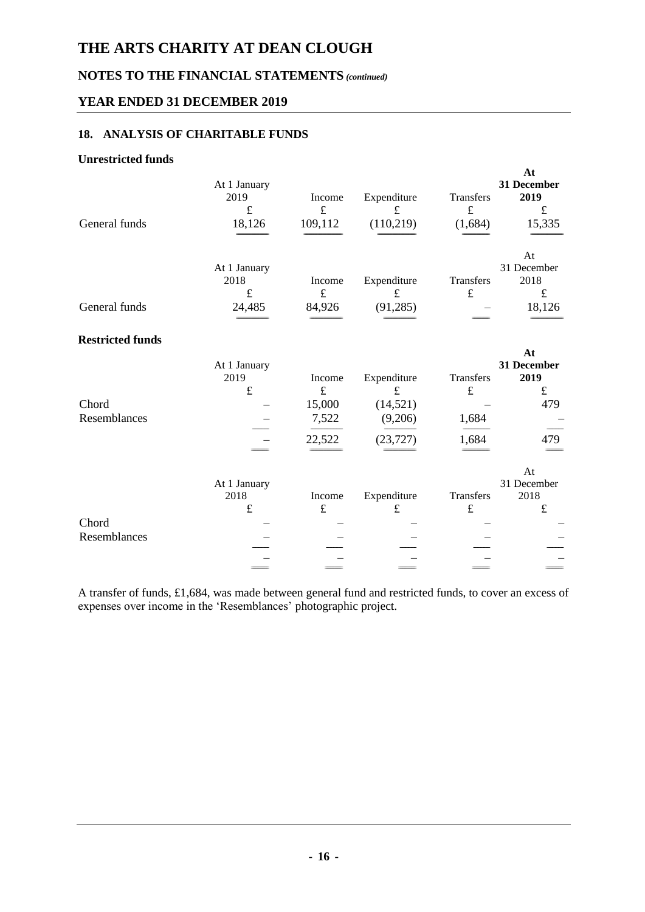# THE ARTS CHARITY AT DEAN CLOUGH

## NOTES TO THE FINANCIAL STATEMENTS *(continued)*

## YEAR ENDED 31 DECEMBER 2019

### 18. ANALYSIS OF CHARITABLE FUNDS

#### Unrestricted funds

| | At 1 January 2019 | Income | Expenditure | Transfers | **At 31 December 2019** |
|---|---|---|---|---|---|
| | £ | £ | £ | £ | £ |
| General funds | 18,126 | 109,112 | (110,219) | (1,684) | 15,335 |

| | At 1 January 2018 | Income | Expenditure | Transfers | At 31 December 2018 |
|---|---|---|---|---|---|
| | £ | £ | £ | £ | £ |
| General funds | 24,485 | 84,926 | (91,285) | – | 18,126 |

#### Restricted funds

| | At 1 January 2019 | Income | Expenditure | Transfers | **At 31 December 2019** |
|---|---|---|---|---|---|
| | £ | £ | £ | £ | £ |
| Chord | – | 15,000 | (14,521) | – | 479 |
| Resemblances | – | 7,522 | (9,206) | 1,684 | – |
| | – | 22,522 | (23,727) | 1,684 | 479 |

| | At 1 January 2018 | Income | Expenditure | Transfers | At 31 December 2018 |
|---|---|---|---|---|---|
| | £ | £ | £ | £ | £ |
| Chord | – | – | – | – | – |
| Resemblances | – | – | – | – | – |
| | – | – | – | – | – |

A transfer of funds, £1,684, was made between general fund and restricted funds, to cover an excess of expenses over income in the 'Resemblances' photographic project.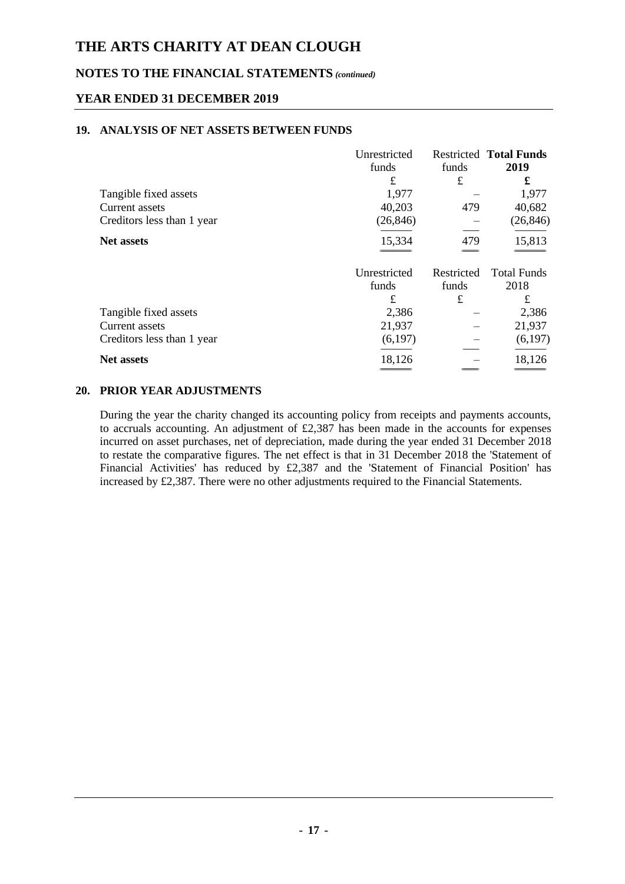## 19. ANALYSIS OF NET ASSETS BETWEEN FUNDS

| | Unrestricted funds | Restricted funds | **Total Funds 2019** |
|---|---|---|---|
| | £ | £ | **£** |
| Tangible fixed assets | 1,977 | – | 1,977 |
| Current assets | 40,203 | 479 | 40,682 |
| Creditors less than 1 year | (26,846) | – | (26,846) |
| **Net assets** | 15,334 | 479 | 15,813 |

| | Unrestricted funds | Restricted funds | Total Funds 2018 |
|---|---|---|---|
| | £ | £ | £ |
| Tangible fixed assets | 2,386 | – | 2,386 |
| Current assets | 21,937 | – | 21,937 |
| Creditors less than 1 year | (6,197) | – | (6,197) |
| **Net assets** | 18,126 | – | 18,126 |

## 20. PRIOR YEAR ADJUSTMENTS

During the year the charity changed its accounting policy from receipts and payments accounts, to accruals accounting. An adjustment of £2,387 has been made in the accounts for expenses incurred on asset purchases, net of depreciation, made during the year ended 31 December 2018 to restate the comparative figures. The net effect is that in 31 December 2018 the 'Statement of Financial Activities' has reduced by £2,387 and the 'Statement of Financial Position' has increased by £2,387. There were no other adjustments required to the Financial Statements.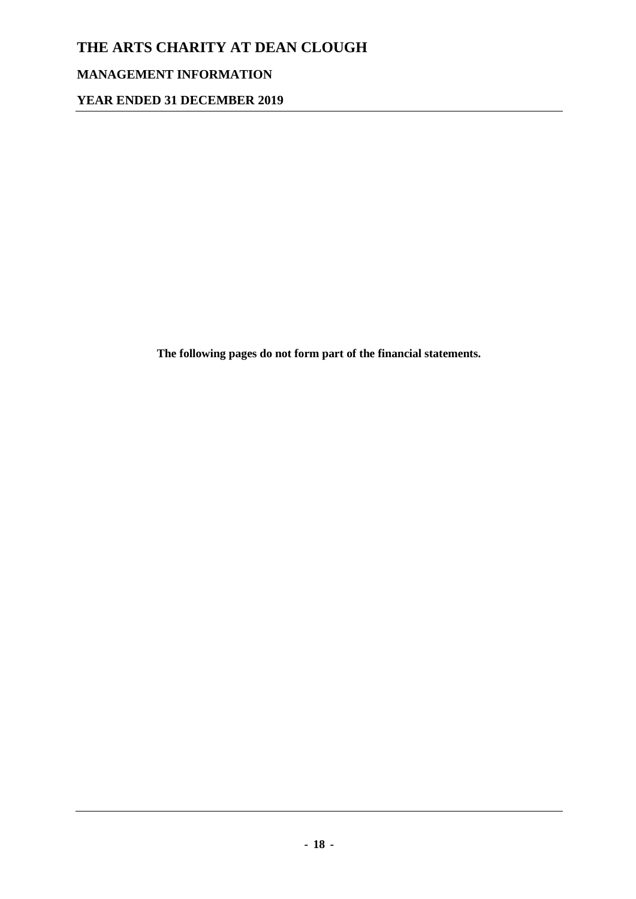# THE ARTS CHARITY AT DEAN CLOUGH

## MANAGEMENT INFORMATION

## YEAR ENDED 31 DECEMBER 2019

**The following pages do not form part of the financial statements.**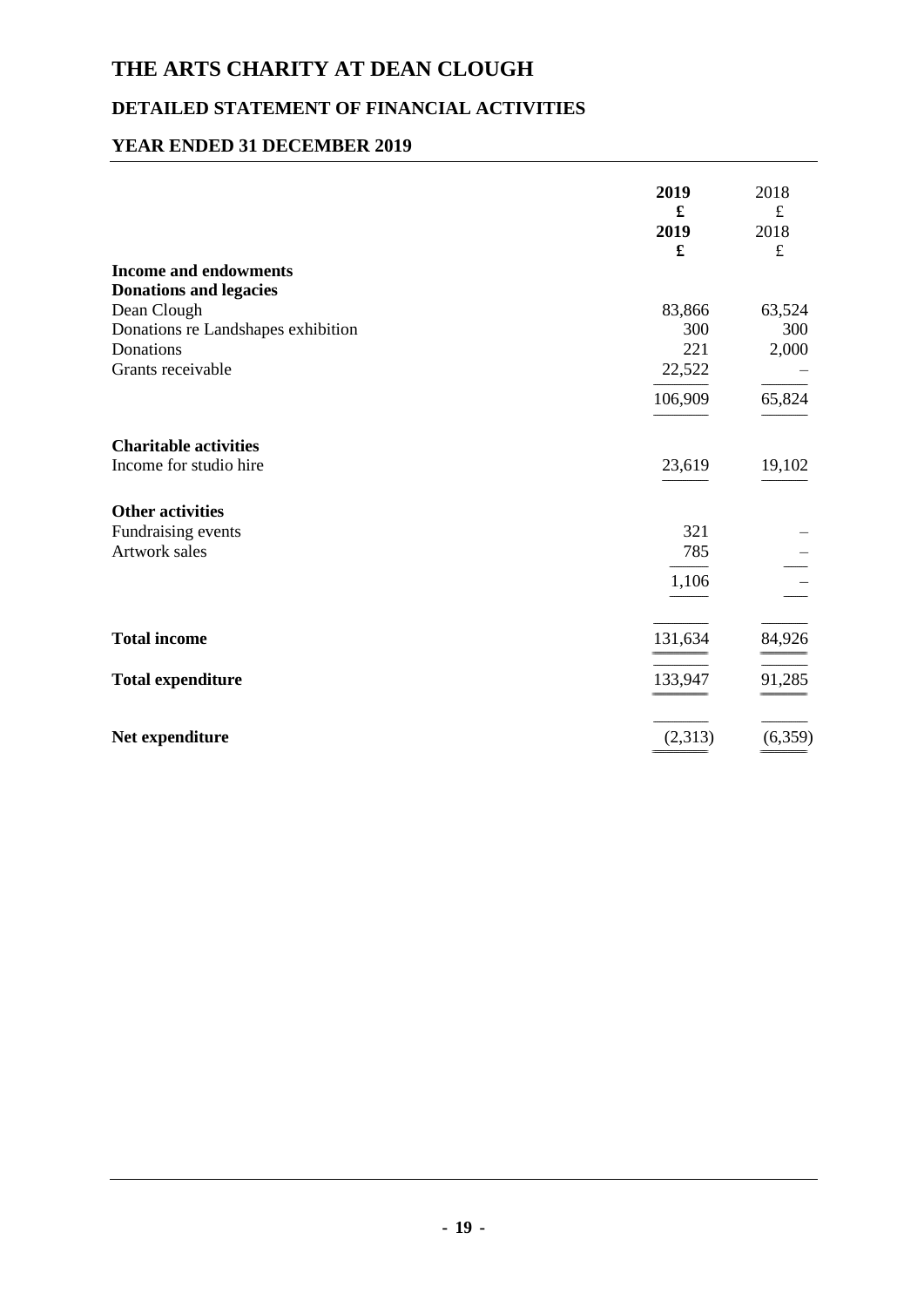# THE ARTS CHARITY AT DEAN CLOUGH

## DETAILED STATEMENT OF FINANCIAL ACTIVITIES

## YEAR ENDED 31 DECEMBER 2019

| | 2019<br>£<br>2019<br>£ | 2018<br>£<br>2018<br>£ |
|---|---|---|
| **Income and endowments** | | |
| **Donations and legacies** | | |
| Dean Clough | 83,866 | 63,524 |
| Donations re Landshapes exhibition | 300 | 300 |
| Donations | 221 | 2,000 |
| Grants receivable | 22,522 | – |
| | 106,909 | 65,824 |
| **Charitable activities** | | |
| Income for studio hire | 23,619 | 19,102 |
| **Other activities** | | |
| Fundraising events | 321 | – |
| Artwork sales | 785 | – |
| | 1,106 | – |
| **Total income** | 131,634 | 84,926 |
| **Total expenditure** | 133,947 | 91,285 |
| **Net expenditure** | (2,313) | (6,359) |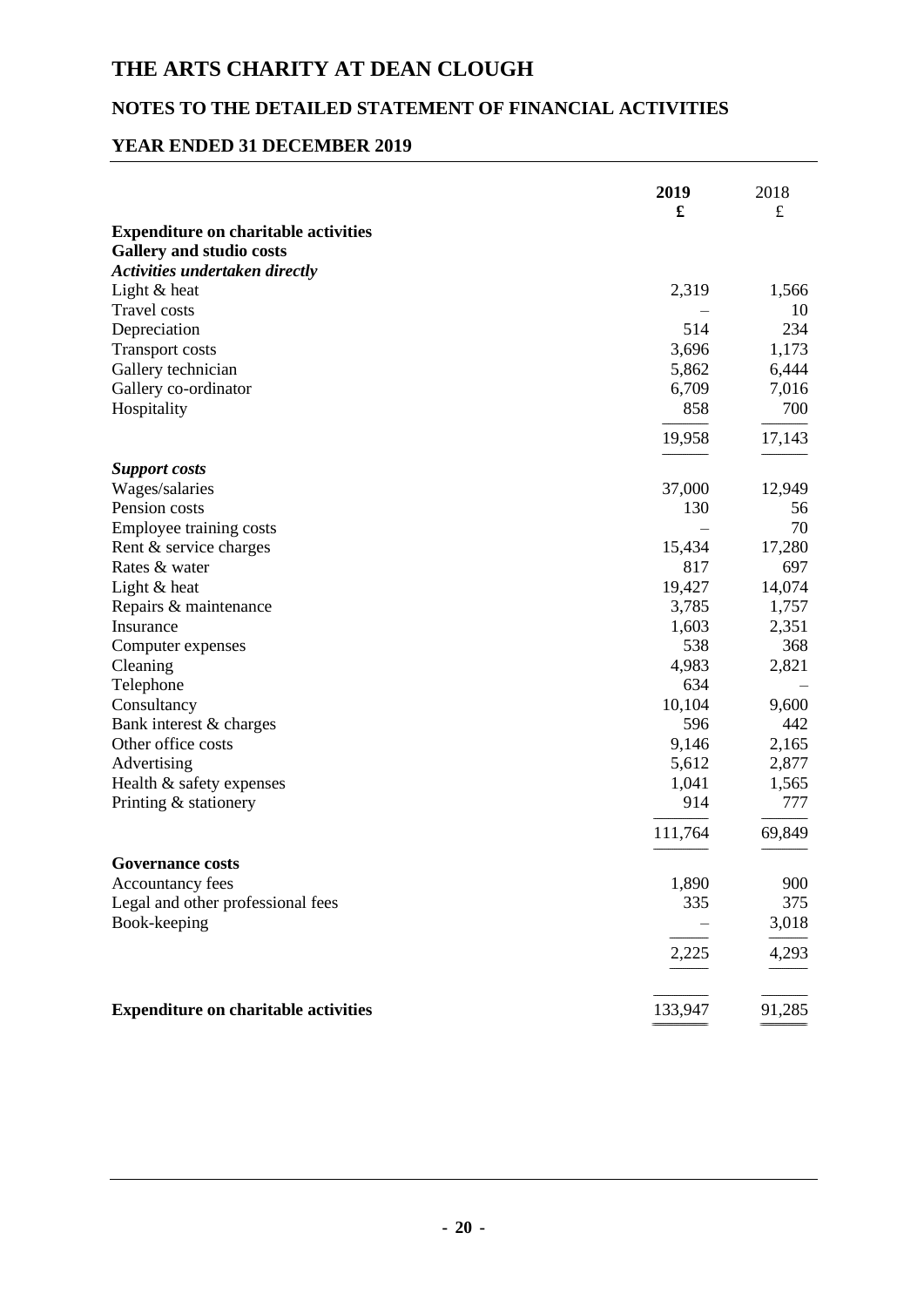# THE ARTS CHARITY AT DEAN CLOUGH

## NOTES TO THE DETAILED STATEMENT OF FINANCIAL ACTIVITIES

## YEAR ENDED 31 DECEMBER 2019

| | 2019 £ | 2018 £ |
|---|---|---|
| **Expenditure on charitable activities** | | |
| **Gallery and studio costs** | | |
| ***Activities undertaken directly*** | | |
| Light & heat | 2,319 | 1,566 |
| Travel costs | – | 10 |
| Depreciation | 514 | 234 |
| Transport costs | 3,696 | 1,173 |
| Gallery technician | 5,862 | 6,444 |
| Gallery co-ordinator | 6,709 | 7,016 |
| Hospitality | 858 | 700 |
| | 19,958 | 17,143 |
| ***Support costs*** | | |
| Wages/salaries | 37,000 | 12,949 |
| Pension costs | 130 | 56 |
| Employee training costs | – | 70 |
| Rent & service charges | 15,434 | 17,280 |
| Rates & water | 817 | 697 |
| Light & heat | 19,427 | 14,074 |
| Repairs & maintenance | 3,785 | 1,757 |
| Insurance | 1,603 | 2,351 |
| Computer expenses | 538 | 368 |
| Cleaning | 4,983 | 2,821 |
| Telephone | 634 | – |
| Consultancy | 10,104 | 9,600 |
| Bank interest & charges | 596 | 442 |
| Other office costs | 9,146 | 2,165 |
| Advertising | 5,612 | 2,877 |
| Health & safety expenses | 1,041 | 1,565 |
| Printing & stationery | 914 | 777 |
| | 111,764 | 69,849 |
| **Governance costs** | | |
| Accountancy fees | 1,890 | 900 |
| Legal and other professional fees | 335 | 375 |
| Book-keeping | – | 3,018 |
| | 2,225 | 4,293 |
| **Expenditure on charitable activities** | 133,947 | 91,285 |